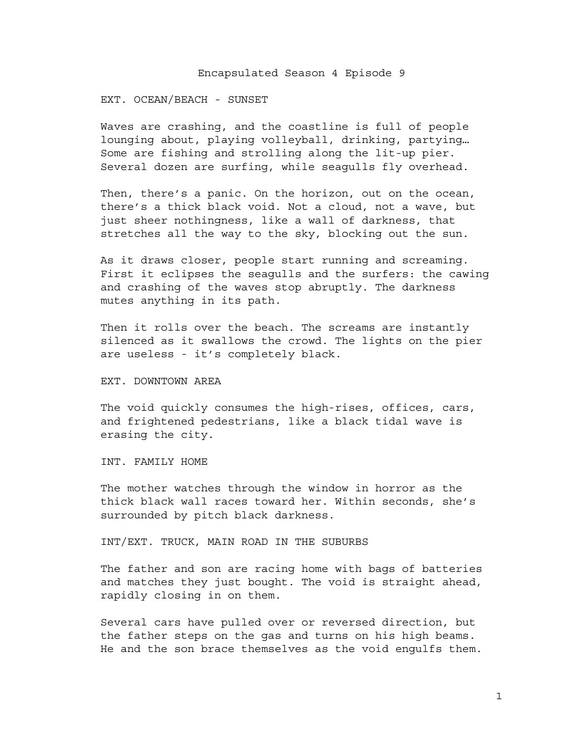# Encapsulated Season 4 Episode 9

EXT. OCEAN/BEACH - SUNSET

Waves are crashing, and the coastline is full of people lounging about, playing volleyball, drinking, partying… Some are fishing and strolling along the lit-up pier. Several dozen are surfing, while seagulls fly overhead.

Then, there's a panic. On the horizon, out on the ocean, there's a thick black void. Not a cloud, not a wave, but just sheer nothingness, like a wall of darkness, that stretches all the way to the sky, blocking out the sun.

As it draws closer, people start running and screaming. First it eclipses the seagulls and the surfers: the cawing and crashing of the waves stop abruptly. The darkness mutes anything in its path.

Then it rolls over the beach. The screams are instantly silenced as it swallows the crowd. The lights on the pier are useless - it's completely black.

EXT. DOWNTOWN AREA

The void quickly consumes the high-rises, offices, cars, and frightened pedestrians, like a black tidal wave is erasing the city.

INT. FAMILY HOME

The mother watches through the window in horror as the thick black wall races toward her. Within seconds, she's surrounded by pitch black darkness.

INT/EXT. TRUCK, MAIN ROAD IN THE SUBURBS

The father and son are racing home with bags of batteries and matches they just bought. The void is straight ahead, rapidly closing in on them.

Several cars have pulled over or reversed direction, but the father steps on the gas and turns on his high beams. He and the son brace themselves as the void engulfs them.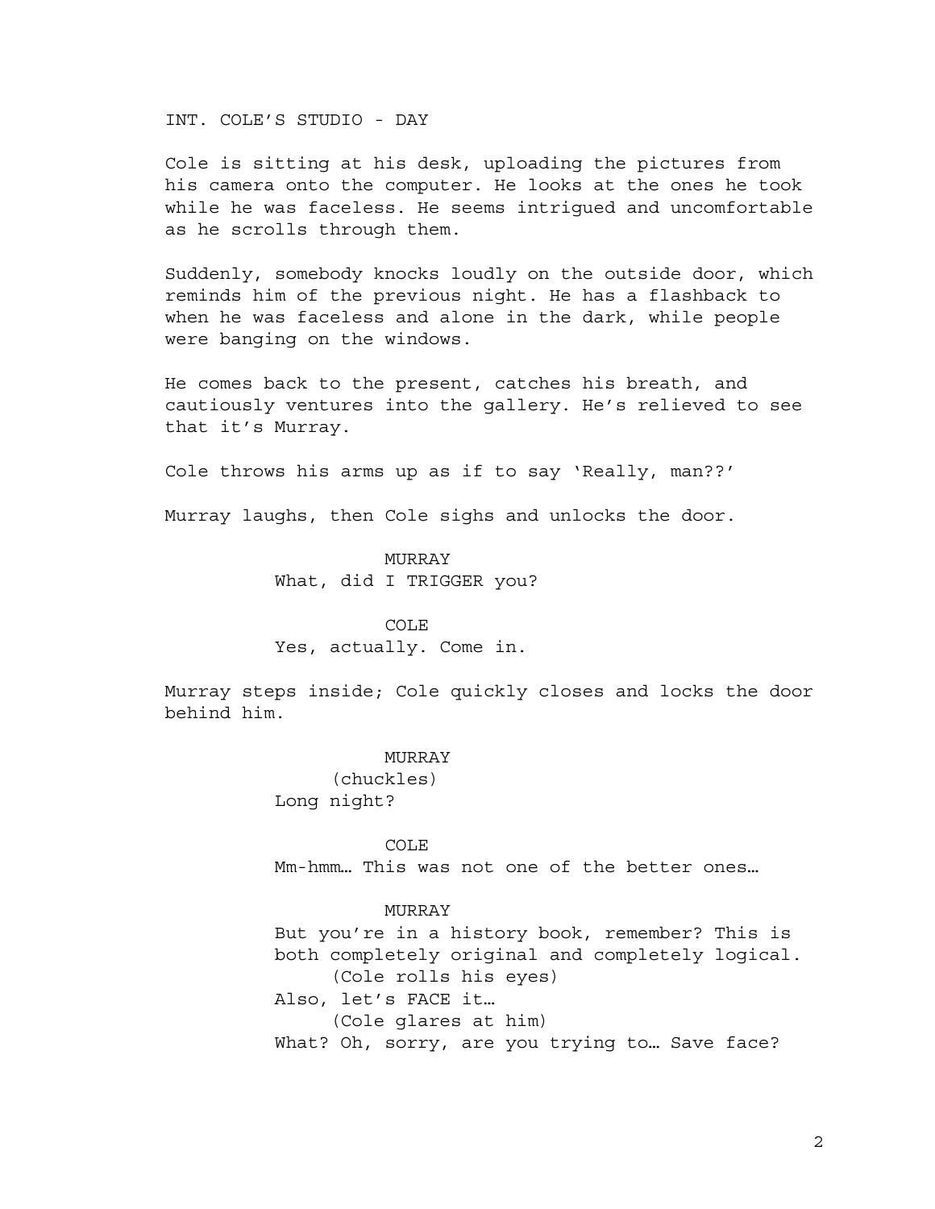INT. COLE'S STUDIO - DAY

Cole is sitting at his desk, uploading the pictures from his camera onto the computer. He looks at the ones he took while he was faceless. He seems intrigued and uncomfortable as he scrolls through them.

Suddenly, somebody knocks loudly on the outside door, which reminds him of the previous night. He has a flashback to when he was faceless and alone in the dark, while people were banging on the windows.

He comes back to the present, catches his breath, and cautiously ventures into the gallery. He's relieved to see that it's Murray.

Cole throws his arms up as if to say 'Really, man??'

Murray laughs, then Cole sighs and unlocks the door.

MURRAY
What, did I TRIGGER you?

COLE
Yes, actually. Come in.

Murray steps inside; Cole quickly closes and locks the door behind him.

MURRAY
(chuckles)
Long night?

COLE
Mm-hmm… This was not one of the better ones…

MURRAY
But you're in a history book, remember? This is both completely original and completely logical.
(Cole rolls his eyes)
Also, let's FACE it…
(Cole glares at him)
What? Oh, sorry, are you trying to… Save face?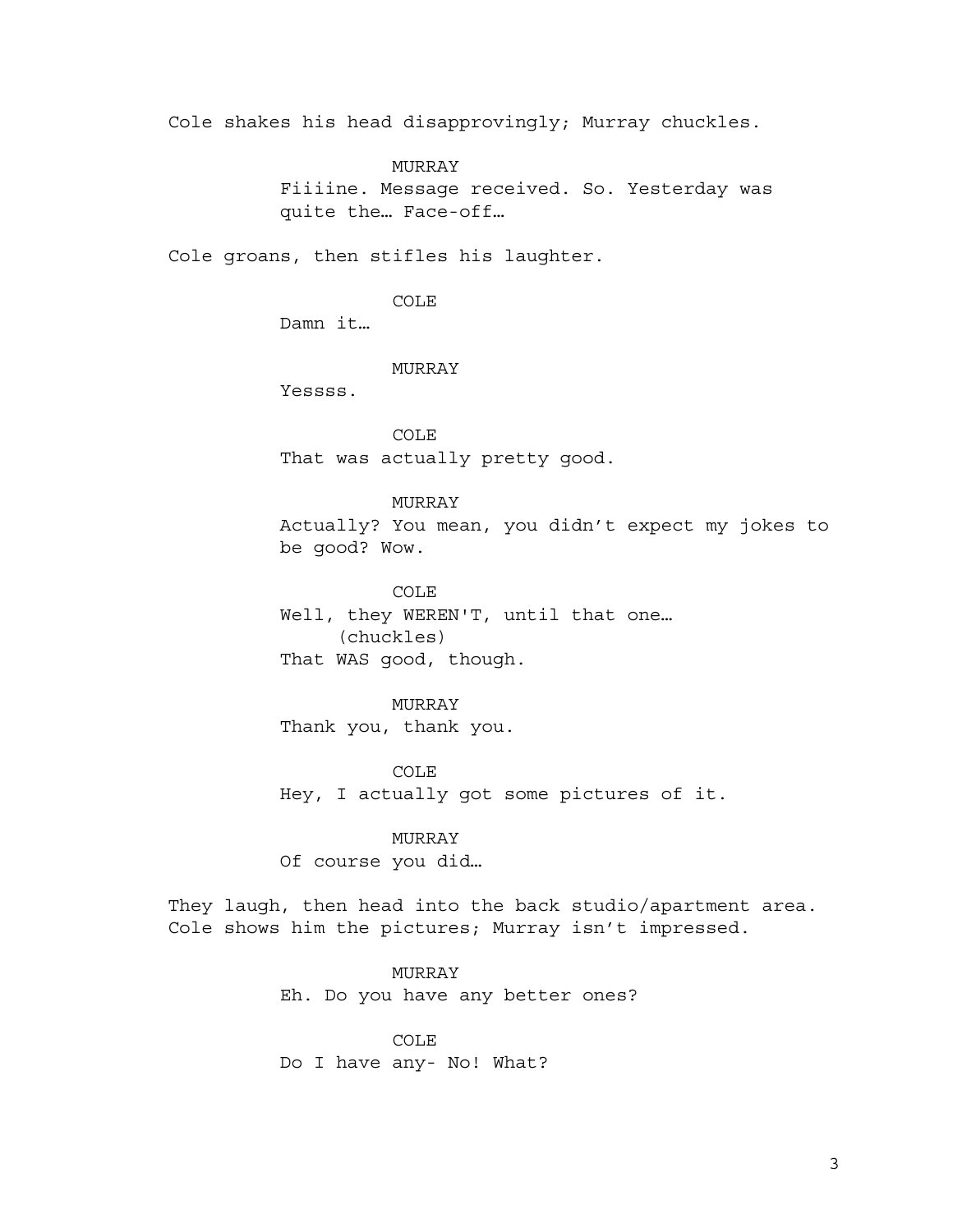Cole shakes his head disapprovingly; Murray chuckles.

MURRAY
Fiiiine. Message received. So. Yesterday was quite the… Face-off…

Cole groans, then stifles his laughter.

COLE
Damn it…

MURRAY
Yessss.

COLE
That was actually pretty good.

MURRAY
Actually? You mean, you didn't expect my jokes to be good? Wow.

COLE
Well, they WEREN'T, until that one…
(chuckles)
That WAS good, though.

MURRAY
Thank you, thank you.

COLE
Hey, I actually got some pictures of it.

MURRAY
Of course you did…

They laugh, then head into the back studio/apartment area. Cole shows him the pictures; Murray isn't impressed.

MURRAY
Eh. Do you have any better ones?

COLE
Do I have any- No! What?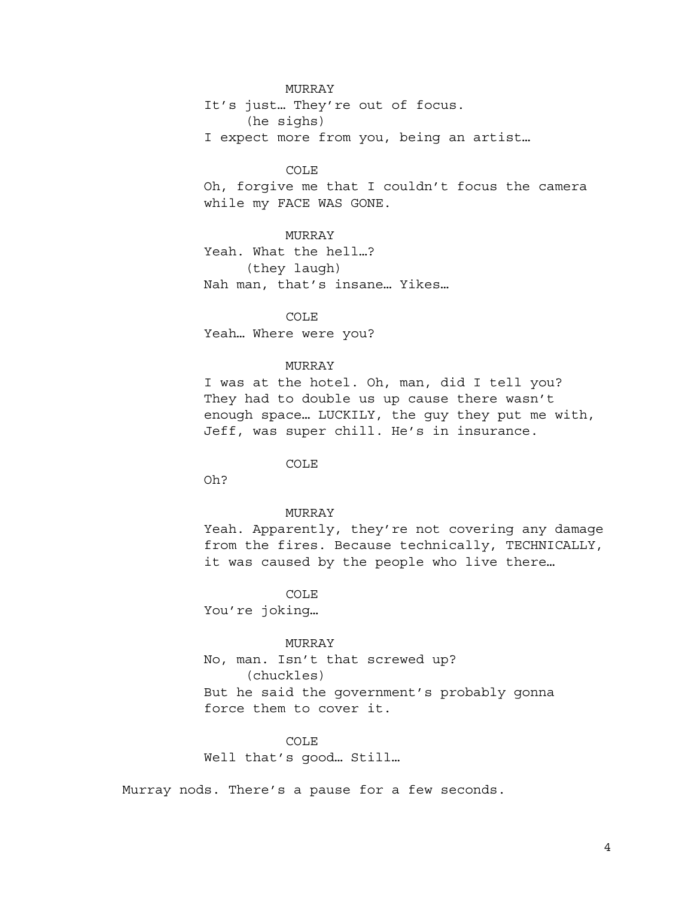MURRAY

It's just… They're out of focus.

(he sighs)

I expect more from you, being an artist…

COLE

Oh, forgive me that I couldn't focus the camera while my FACE WAS GONE.

MURRAY

Yeah. What the hell…?

(they laugh)

Nah man, that's insane… Yikes…

COLE

Yeah… Where were you?

MURRAY

I was at the hotel. Oh, man, did I tell you? They had to double us up cause there wasn't enough space… LUCKILY, the guy they put me with, Jeff, was super chill. He's in insurance.

COLE

Oh?

MURRAY

Yeah. Apparently, they're not covering any damage from the fires. Because technically, TECHNICALLY, it was caused by the people who live there…

COLE

You're joking…

MURRAY

No, man. Isn't that screwed up?

(chuckles)

But he said the government's probably gonna force them to cover it.

COLE

Well that's good… Still…

Murray nods. There's a pause for a few seconds.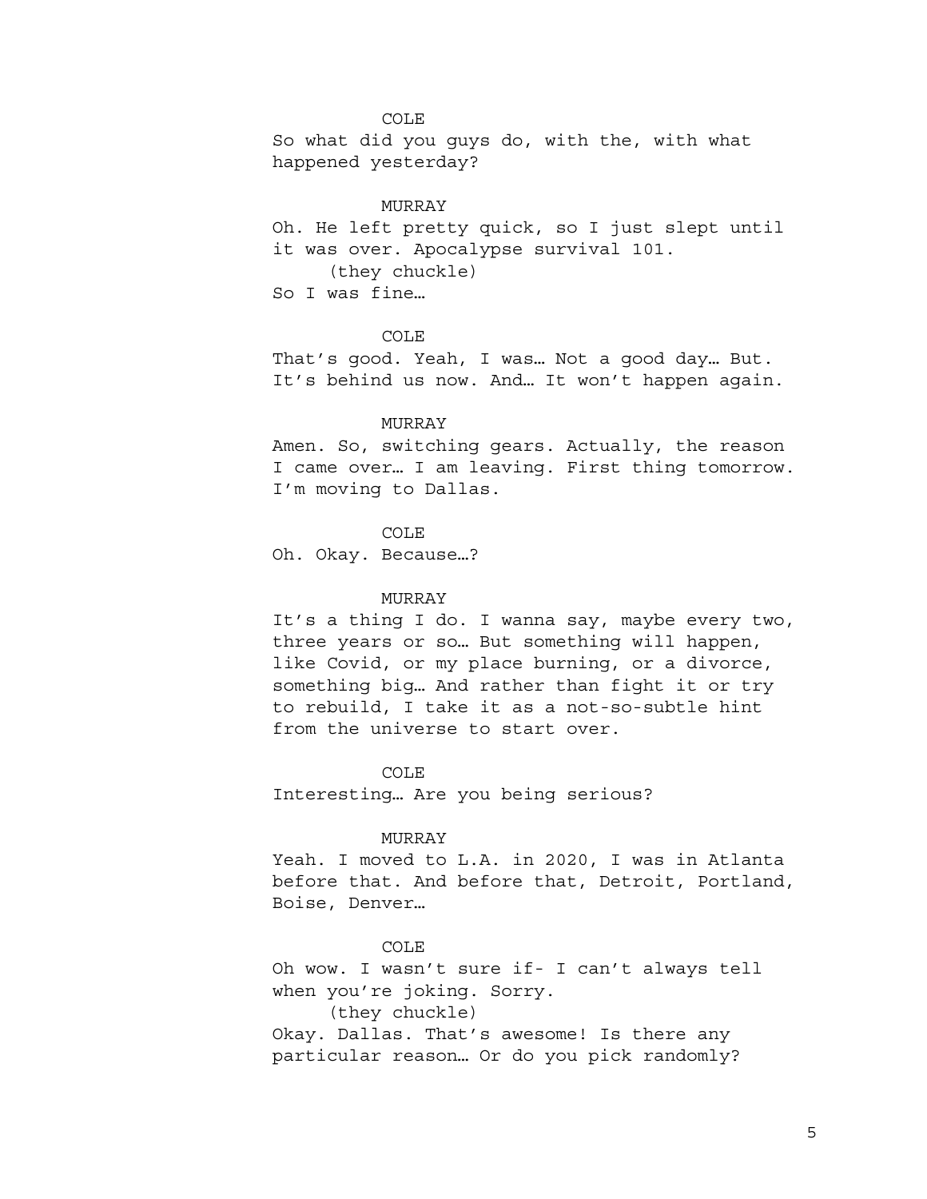COLE

So what did you guys do, with the, with what happened yesterday?

MURRAY

Oh. He left pretty quick, so I just slept until it was over. Apocalypse survival 101.

(they chuckle)

So I was fine…

COLE

That's good. Yeah, I was… Not a good day… But. It's behind us now. And… It won't happen again.

MURRAY

Amen. So, switching gears. Actually, the reason I came over… I am leaving. First thing tomorrow. I'm moving to Dallas.

COLE

Oh. Okay. Because…?

MURRAY

It's a thing I do. I wanna say, maybe every two, three years or so… But something will happen, like Covid, or my place burning, or a divorce, something big… And rather than fight it or try to rebuild, I take it as a not-so-subtle hint from the universe to start over.

COLE

Interesting… Are you being serious?

MURRAY

Yeah. I moved to L.A. in 2020, I was in Atlanta before that. And before that, Detroit, Portland, Boise, Denver…

COLE

Oh wow. I wasn't sure if- I can't always tell when you're joking. Sorry.

(they chuckle)

Okay. Dallas. That's awesome! Is there any particular reason… Or do you pick randomly?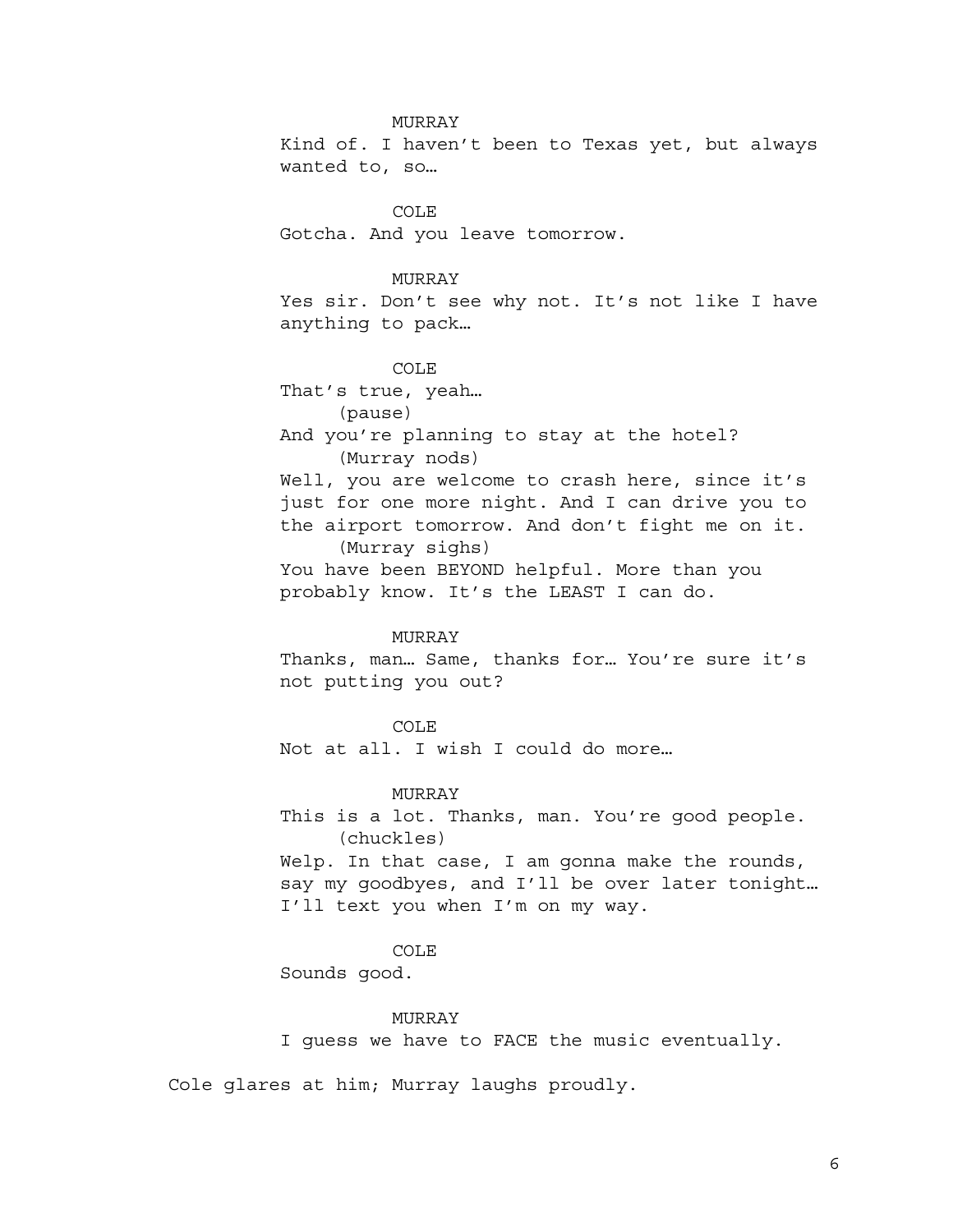MURRAY

Kind of. I haven't been to Texas yet, but always wanted to, so…

COLE

Gotcha. And you leave tomorrow.

MURRAY

Yes sir. Don't see why not. It's not like I have anything to pack…

COLE

That's true, yeah…

(pause)

And you're planning to stay at the hotel?

(Murray nods)

Well, you are welcome to crash here, since it's just for one more night. And I can drive you to the airport tomorrow. And don't fight me on it.

(Murray sighs)

You have been BEYOND helpful. More than you probably know. It's the LEAST I can do.

MURRAY

Thanks, man… Same, thanks for… You're sure it's not putting you out?

COLE

Not at all. I wish I could do more…

MURRAY

This is a lot. Thanks, man. You're good people.

(chuckles)

Welp. In that case, I am gonna make the rounds, say my goodbyes, and I'll be over later tonight… I'll text you when I'm on my way.

COLE

Sounds good.

MURRAY

I guess we have to FACE the music eventually.

Cole glares at him; Murray laughs proudly.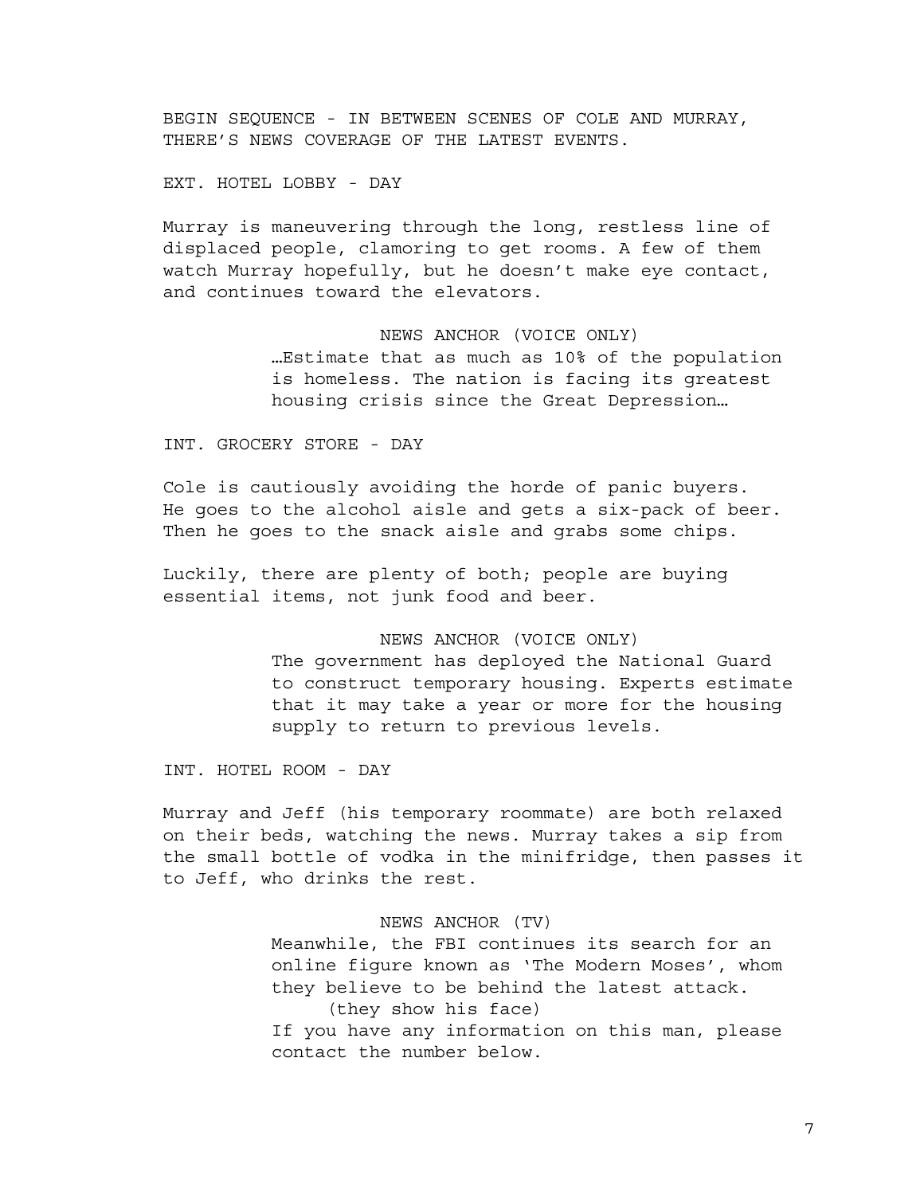BEGIN SEQUENCE - IN BETWEEN SCENES OF COLE AND MURRAY, THERE'S NEWS COVERAGE OF THE LATEST EVENTS.

EXT. HOTEL LOBBY - DAY

Murray is maneuvering through the long, restless line of displaced people, clamoring to get rooms. A few of them watch Murray hopefully, but he doesn't make eye contact, and continues toward the elevators.

NEWS ANCHOR (VOICE ONLY)
…Estimate that as much as 10% of the population is homeless. The nation is facing its greatest housing crisis since the Great Depression…

INT. GROCERY STORE - DAY

Cole is cautiously avoiding the horde of panic buyers. He goes to the alcohol aisle and gets a six-pack of beer. Then he goes to the snack aisle and grabs some chips.

Luckily, there are plenty of both; people are buying essential items, not junk food and beer.

NEWS ANCHOR (VOICE ONLY)
The government has deployed the National Guard to construct temporary housing. Experts estimate that it may take a year or more for the housing supply to return to previous levels.

INT. HOTEL ROOM - DAY

Murray and Jeff (his temporary roommate) are both relaxed on their beds, watching the news. Murray takes a sip from the small bottle of vodka in the minifridge, then passes it to Jeff, who drinks the rest.

NEWS ANCHOR (TV)
Meanwhile, the FBI continues its search for an online figure known as 'The Modern Moses', whom they believe to be behind the latest attack.
(they show his face)
If you have any information on this man, please contact the number below.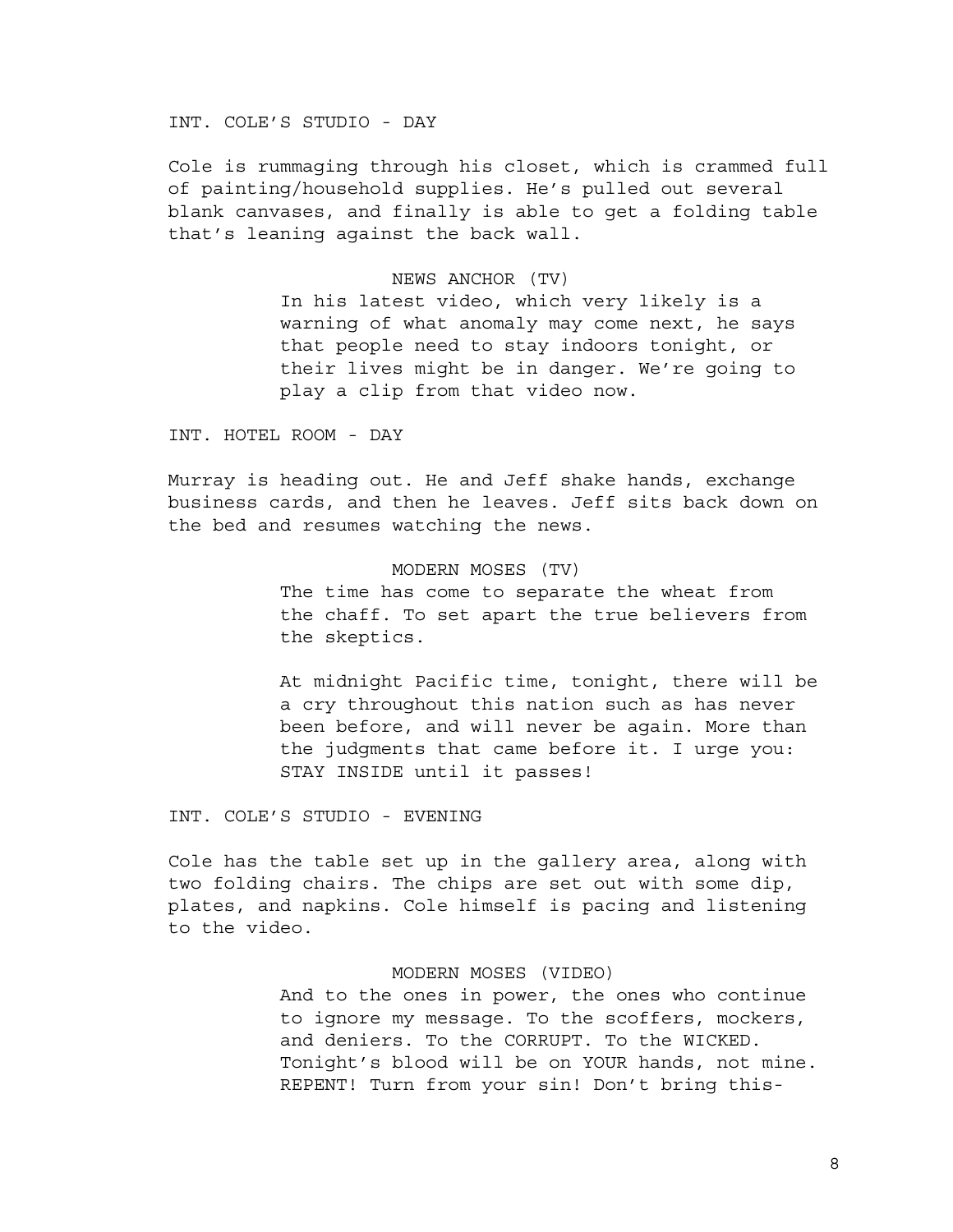INT. COLE'S STUDIO - DAY

Cole is rummaging through his closet, which is crammed full of painting/household supplies. He's pulled out several blank canvases, and finally is able to get a folding table that's leaning against the back wall.

NEWS ANCHOR (TV)

In his latest video, which very likely is a warning of what anomaly may come next, he says that people need to stay indoors tonight, or their lives might be in danger. We're going to play a clip from that video now.

INT. HOTEL ROOM - DAY

Murray is heading out. He and Jeff shake hands, exchange business cards, and then he leaves. Jeff sits back down on the bed and resumes watching the news.

MODERN MOSES (TV)

The time has come to separate the wheat from the chaff. To set apart the true believers from the skeptics.

At midnight Pacific time, tonight, there will be a cry throughout this nation such as has never been before, and will never be again. More than the judgments that came before it. I urge you: STAY INSIDE until it passes!

INT. COLE'S STUDIO - EVENING

Cole has the table set up in the gallery area, along with two folding chairs. The chips are set out with some dip, plates, and napkins. Cole himself is pacing and listening to the video.

MODERN MOSES (VIDEO)

And to the ones in power, the ones who continue to ignore my message. To the scoffers, mockers, and deniers. To the CORRUPT. To the WICKED. Tonight's blood will be on YOUR hands, not mine. REPENT! Turn from your sin! Don't bring this-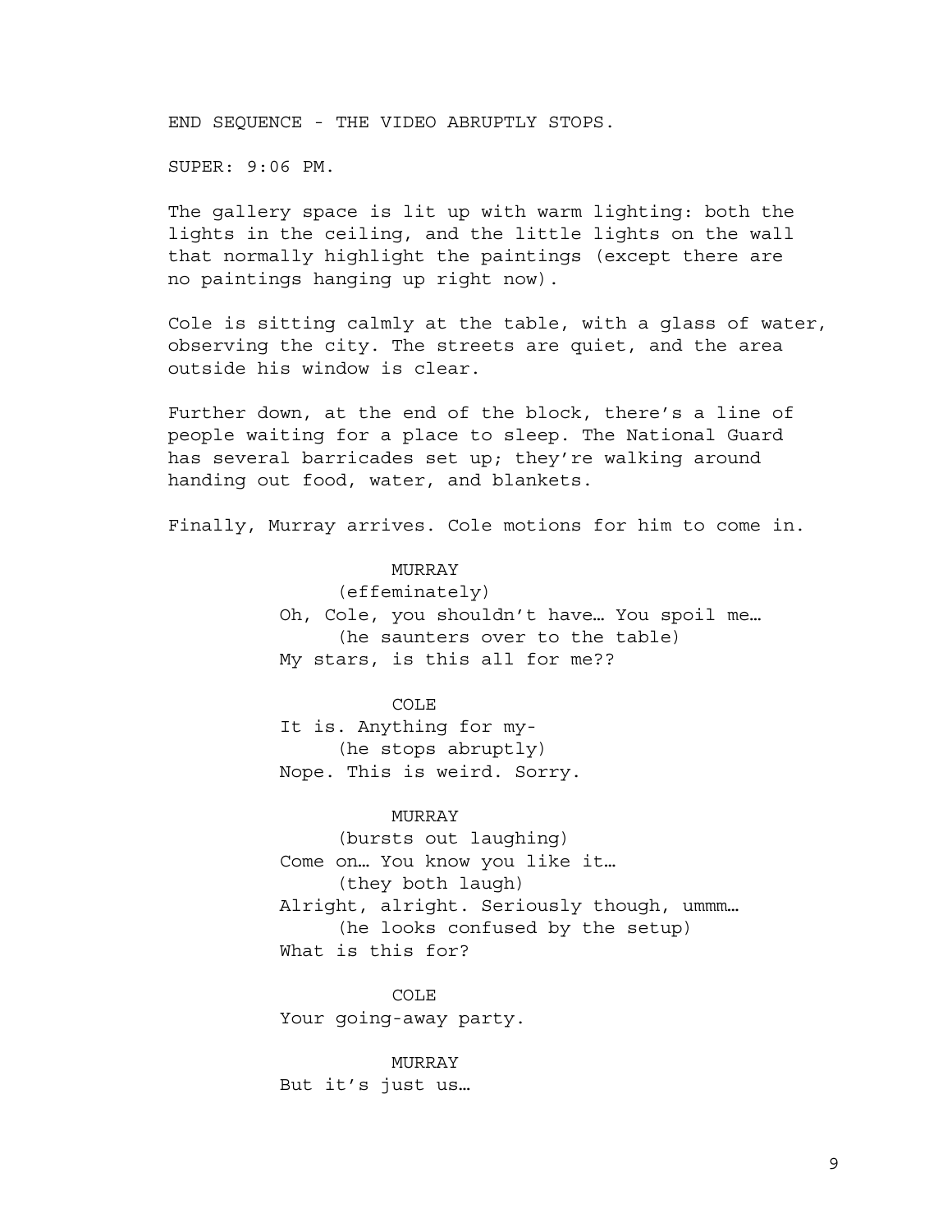END SEQUENCE - THE VIDEO ABRUPTLY STOPS.

SUPER: 9:06 PM.

The gallery space is lit up with warm lighting: both the lights in the ceiling, and the little lights on the wall that normally highlight the paintings (except there are no paintings hanging up right now).

Cole is sitting calmly at the table, with a glass of water, observing the city. The streets are quiet, and the area outside his window is clear.

Further down, at the end of the block, there's a line of people waiting for a place to sleep. The National Guard has several barricades set up; they're walking around handing out food, water, and blankets.

Finally, Murray arrives. Cole motions for him to come in.

MURRAY
(effeminately)
Oh, Cole, you shouldn't have… You spoil me…
(he saunters over to the table)
My stars, is this all for me??

COLE
It is. Anything for my-
(he stops abruptly)
Nope. This is weird. Sorry.

MURRAY
(bursts out laughing)
Come on… You know you like it…
(they both laugh)
Alright, alright. Seriously though, ummm…
(he looks confused by the setup)
What is this for?

COLE
Your going-away party.

MURRAY
But it's just us…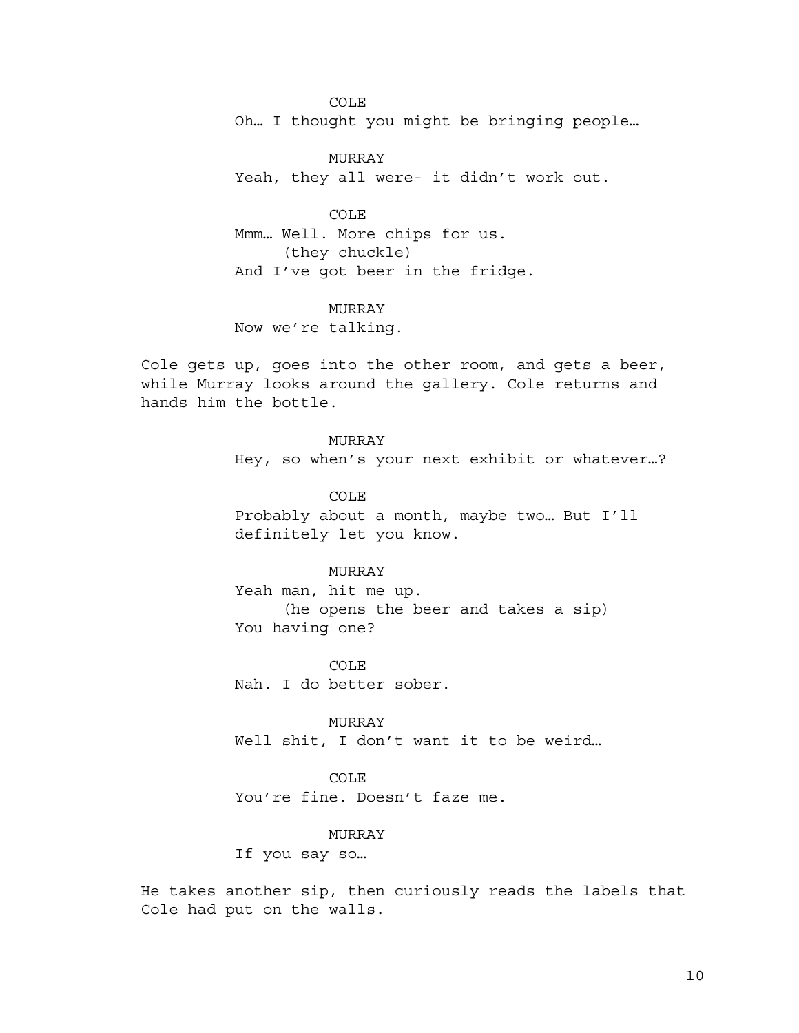COLE

Oh… I thought you might be bringing people…

MURRAY

Yeah, they all were- it didn't work out.

COLE

Mmm… Well. More chips for us.

(they chuckle)

And I've got beer in the fridge.

MURRAY

Now we're talking.

Cole gets up, goes into the other room, and gets a beer, while Murray looks around the gallery. Cole returns and hands him the bottle.

MURRAY

Hey, so when's your next exhibit or whatever…?

COLE

Probably about a month, maybe two… But I'll definitely let you know.

MURRAY

Yeah man, hit me up.

(he opens the beer and takes a sip)

You having one?

COLE

Nah. I do better sober.

MURRAY

Well shit, I don't want it to be weird…

COLE

You're fine. Doesn't faze me.

MURRAY

If you say so…

He takes another sip, then curiously reads the labels that Cole had put on the walls.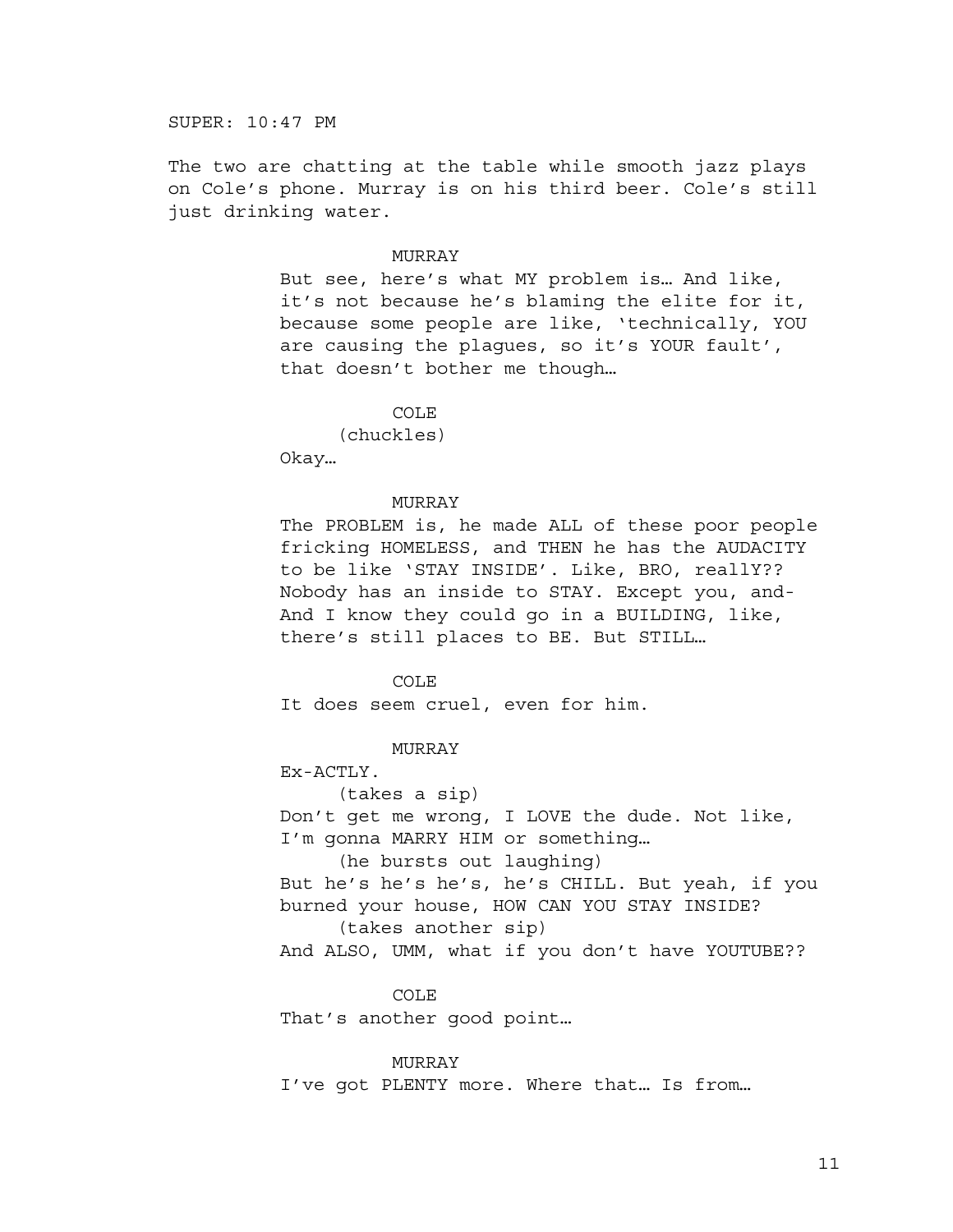SUPER: 10:47 PM

The two are chatting at the table while smooth jazz plays on Cole's phone. Murray is on his third beer. Cole's still just drinking water.

MURRAY
But see, here's what MY problem is… And like, it's not because he's blaming the elite for it, because some people are like, 'technically, YOU are causing the plagues, so it's YOUR fault', that doesn't bother me though…

COLE
(chuckles)
Okay…

MURRAY
The PROBLEM is, he made ALL of these poor people fricking HOMELESS, and THEN he has the AUDACITY to be like 'STAY INSIDE'. Like, BRO, reallY?? Nobody has an inside to STAY. Except you, and- And I know they could go in a BUILDING, like, there's still places to BE. But STILL…

COLE
It does seem cruel, even for him.

MURRAY
Ex-ACTLY.
(takes a sip)
Don't get me wrong, I LOVE the dude. Not like, I'm gonna MARRY HIM or something…
(he bursts out laughing)
But he's he's he's, he's CHILL. But yeah, if you burned your house, HOW CAN YOU STAY INSIDE?
(takes another sip)
And ALSO, UMM, what if you don't have YOUTUBE??

COLE
That's another good point…

MURRAY
I've got PLENTY more. Where that… Is from…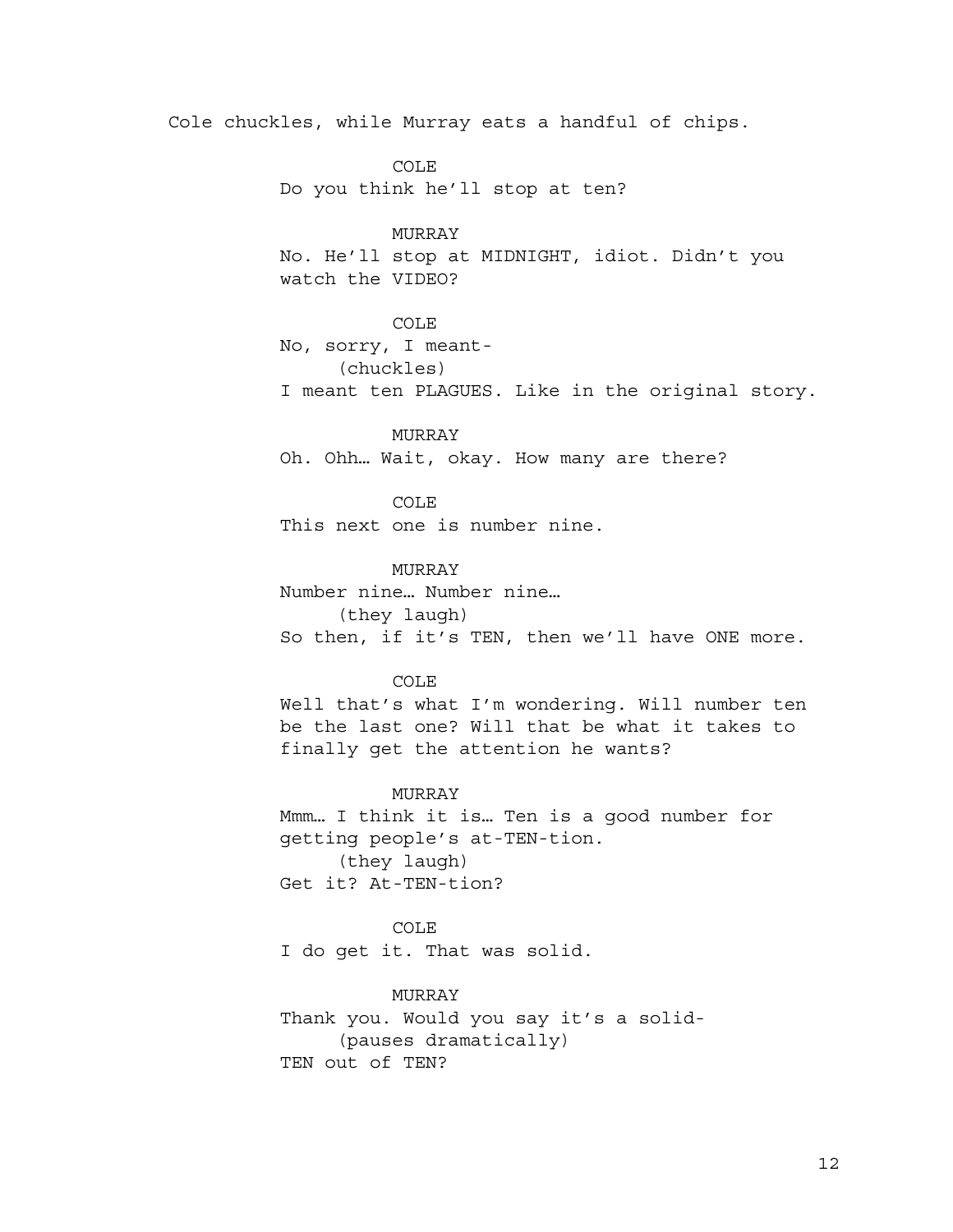Cole chuckles, while Murray eats a handful of chips.

COLE
Do you think he'll stop at ten?

MURRAY
No. He'll stop at MIDNIGHT, idiot. Didn't you watch the VIDEO?

COLE
No, sorry, I meant-
(chuckles)
I meant ten PLAGUES. Like in the original story.

MURRAY
Oh. Ohh… Wait, okay. How many are there?

COLE
This next one is number nine.

MURRAY
Number nine… Number nine…
(they laugh)
So then, if it's TEN, then we'll have ONE more.

COLE
Well that's what I'm wondering. Will number ten be the last one? Will that be what it takes to finally get the attention he wants?

MURRAY
Mmm… I think it is… Ten is a good number for getting people's at-TEN-tion.
(they laugh)
Get it? At-TEN-tion?

COLE
I do get it. That was solid.

MURRAY
Thank you. Would you say it's a solid-
(pauses dramatically)
TEN out of TEN?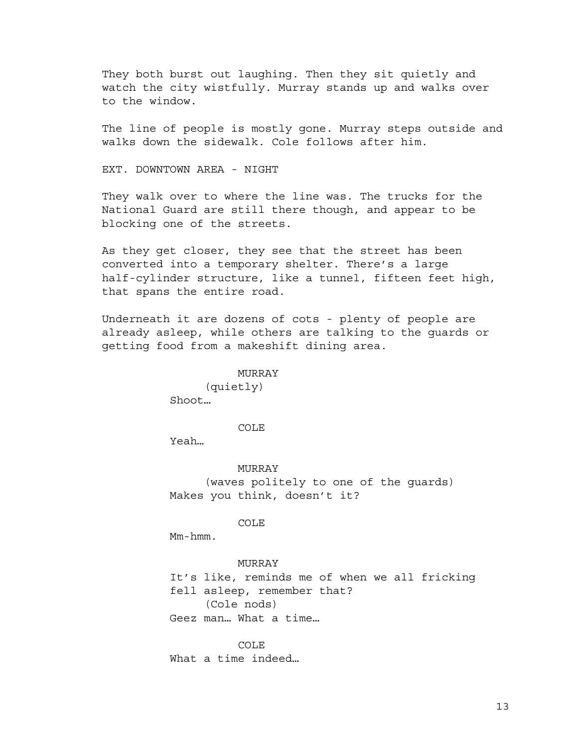They both burst out laughing. Then they sit quietly and watch the city wistfully. Murray stands up and walks over to the window.

The line of people is mostly gone. Murray steps outside and walks down the sidewalk. Cole follows after him.

EXT. DOWNTOWN AREA - NIGHT

They walk over to where the line was. The trucks for the National Guard are still there though, and appear to be blocking one of the streets.

As they get closer, they see that the street has been converted into a temporary shelter. There's a large half-cylinder structure, like a tunnel, fifteen feet high, that spans the entire road.

Underneath it are dozens of cots - plenty of people are already asleep, while others are talking to the guards or getting food from a makeshift dining area.

MURRAY
(quietly)
Shoot…

COLE
Yeah…

MURRAY
(waves politely to one of the guards)
Makes you think, doesn't it?

COLE
Mm-hmm.

MURRAY
It's like, reminds me of when we all fricking fell asleep, remember that?
(Cole nods)
Geez man… What a time…

COLE
What a time indeed…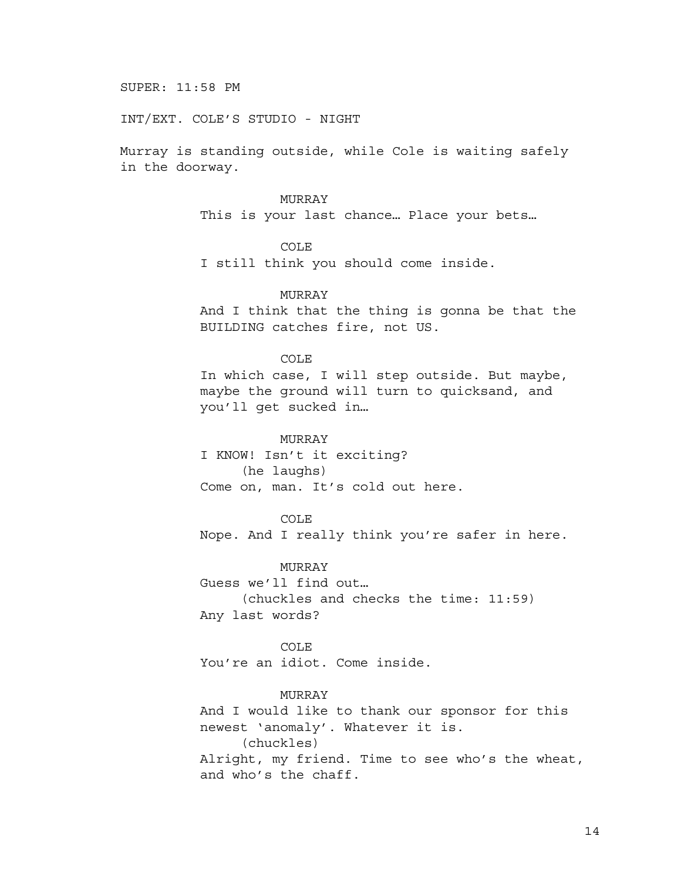SUPER: 11:58 PM

INT/EXT. COLE'S STUDIO - NIGHT

Murray is standing outside, while Cole is waiting safely in the doorway.

MURRAY
This is your last chance… Place your bets…

COLE
I still think you should come inside.

MURRAY
And I think that the thing is gonna be that the BUILDING catches fire, not US.

COLE
In which case, I will step outside. But maybe, maybe the ground will turn to quicksand, and you'll get sucked in…

MURRAY
I KNOW! Isn't it exciting?
(he laughs)
Come on, man. It's cold out here.

COLE
Nope. And I really think you're safer in here.

MURRAY
Guess we'll find out…
(chuckles and checks the time: 11:59)
Any last words?

COLE
You're an idiot. Come inside.

MURRAY
And I would like to thank our sponsor for this newest 'anomaly'. Whatever it is.
(chuckles)
Alright, my friend. Time to see who's the wheat, and who's the chaff.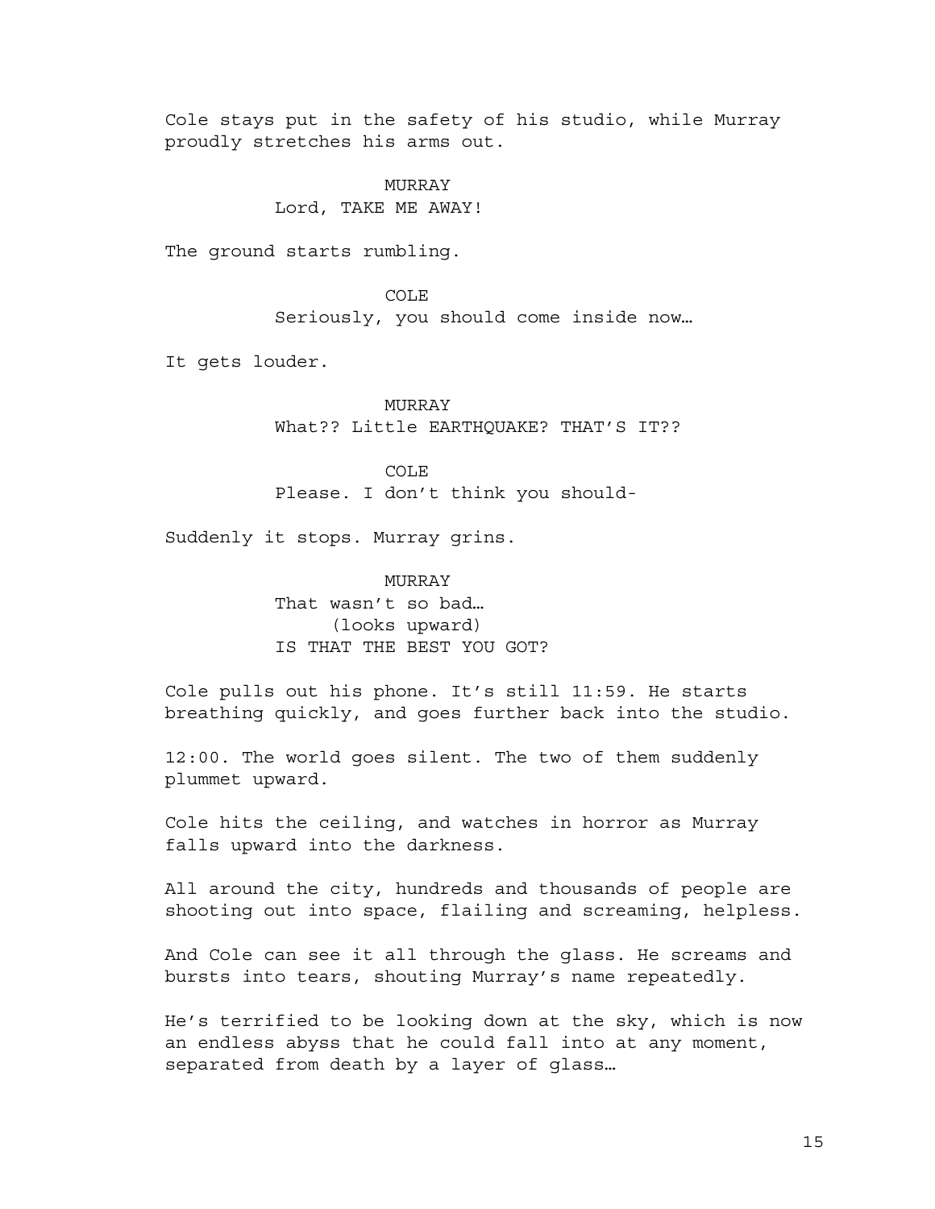Cole stays put in the safety of his studio, while Murray proudly stretches his arms out.

MURRAY
Lord, TAKE ME AWAY!

The ground starts rumbling.

COLE
Seriously, you should come inside now…

It gets louder.

MURRAY
What?? Little EARTHQUAKE? THAT'S IT??

COLE
Please. I don't think you should-

Suddenly it stops. Murray grins.

MURRAY
That wasn't so bad…
(looks upward)
IS THAT THE BEST YOU GOT?

Cole pulls out his phone. It's still 11:59. He starts breathing quickly, and goes further back into the studio.

12:00. The world goes silent. The two of them suddenly plummet upward.

Cole hits the ceiling, and watches in horror as Murray falls upward into the darkness.

All around the city, hundreds and thousands of people are shooting out into space, flailing and screaming, helpless.

And Cole can see it all through the glass. He screams and bursts into tears, shouting Murray's name repeatedly.

He's terrified to be looking down at the sky, which is now an endless abyss that he could fall into at any moment, separated from death by a layer of glass…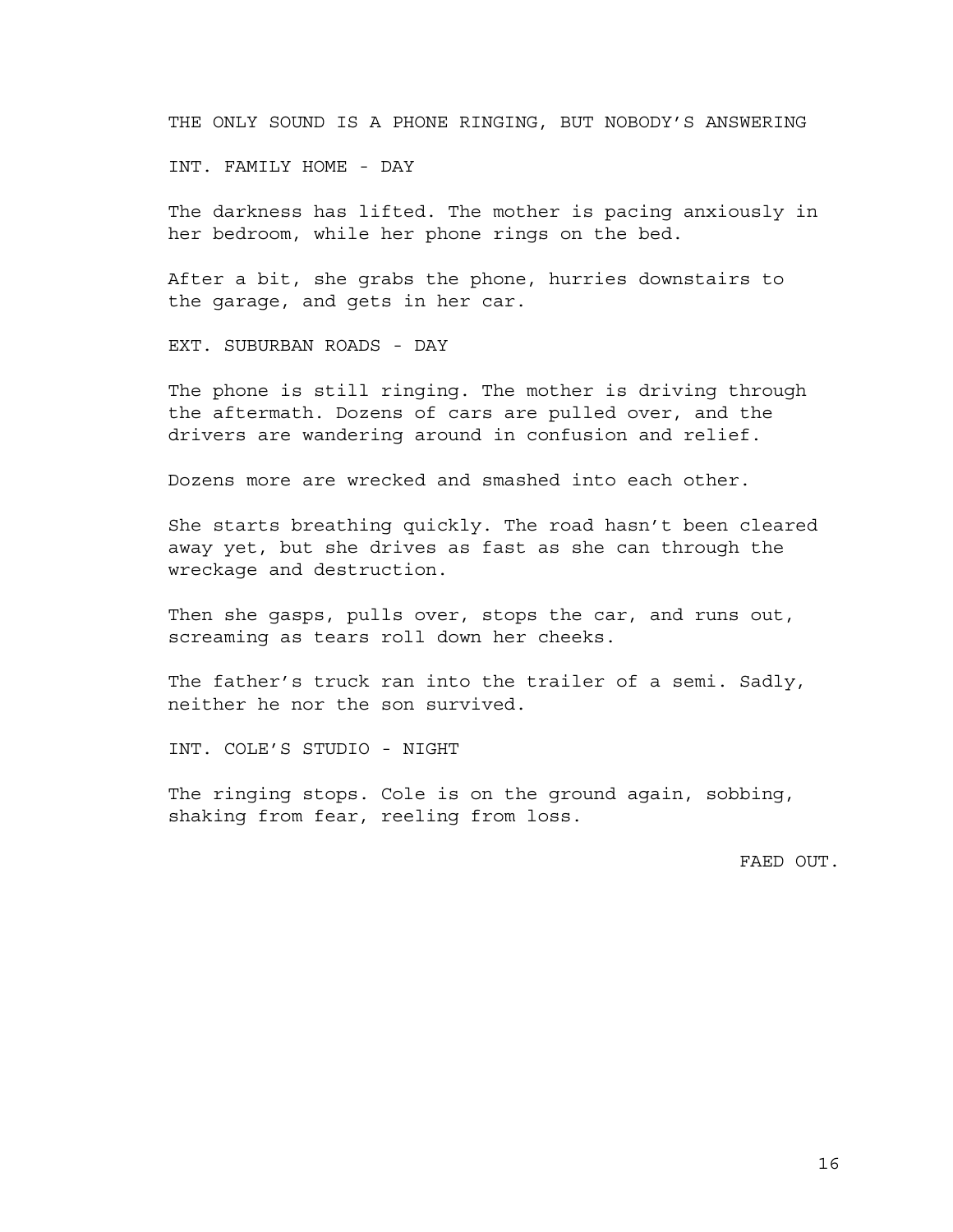THE ONLY SOUND IS A PHONE RINGING, BUT NOBODY'S ANSWERING

INT. FAMILY HOME - DAY

The darkness has lifted. The mother is pacing anxiously in her bedroom, while her phone rings on the bed.

After a bit, she grabs the phone, hurries downstairs to the garage, and gets in her car.

EXT. SUBURBAN ROADS - DAY

The phone is still ringing. The mother is driving through the aftermath. Dozens of cars are pulled over, and the drivers are wandering around in confusion and relief.

Dozens more are wrecked and smashed into each other.

She starts breathing quickly. The road hasn't been cleared away yet, but she drives as fast as she can through the wreckage and destruction.

Then she gasps, pulls over, stops the car, and runs out, screaming as tears roll down her cheeks.

The father's truck ran into the trailer of a semi. Sadly, neither he nor the son survived.

INT. COLE'S STUDIO - NIGHT

The ringing stops. Cole is on the ground again, sobbing, shaking from fear, reeling from loss.

FAED OUT.